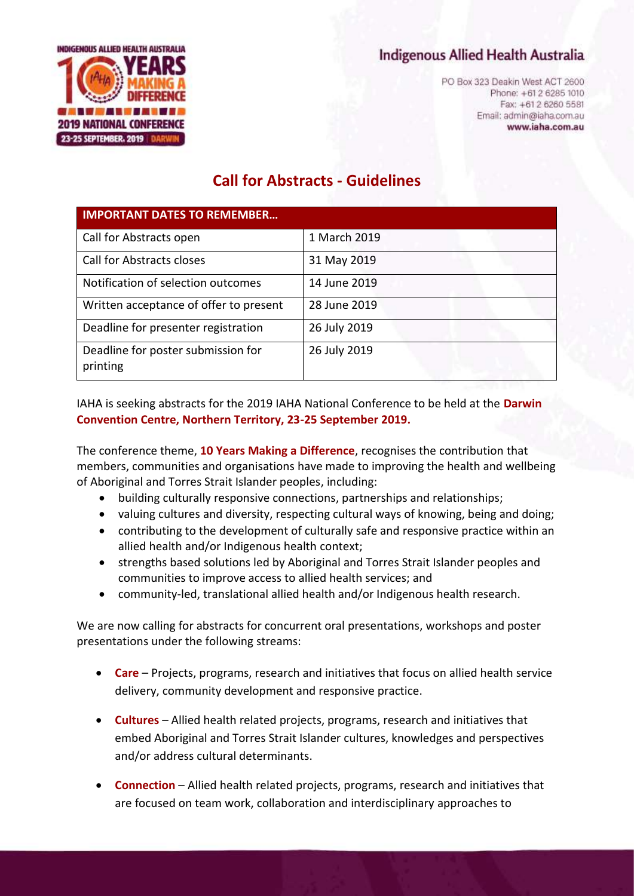Indigenous Allied Health Australia

PO Box 323 Deakin West ACT 2600
Phone: +61 2 6285 1010
Fax: +61 2 6260 5581
Email: admin@iaha.com.au
**www.iaha.com.au**

# Call for Abstracts - Guidelines

| IMPORTANT DATES TO REMEMBER… | |
|---|---|
| Call for Abstracts open | 1 March 2019 |
| Call for Abstracts closes | 31 May 2019 |
| Notification of selection outcomes | 14 June 2019 |
| Written acceptance of offer to present | 28 June 2019 |
| Deadline for presenter registration | 26 July 2019 |
| Deadline for poster submission for printing | 26 July 2019 |

IAHA is seeking abstracts for the 2019 IAHA National Conference to be held at the **Darwin Convention Centre, Northern Territory, 23-25 September 2019.**

The conference theme, **10 Years Making a Difference**, recognises the contribution that members, communities and organisations have made to improving the health and wellbeing of Aboriginal and Torres Strait Islander peoples, including:

- building culturally responsive connections, partnerships and relationships;
- valuing cultures and diversity, respecting cultural ways of knowing, being and doing;
- contributing to the development of culturally safe and responsive practice within an allied health and/or Indigenous health context;
- strengths based solutions led by Aboriginal and Torres Strait Islander peoples and communities to improve access to allied health services; and
- community-led, translational allied health and/or Indigenous health research.

We are now calling for abstracts for concurrent oral presentations, workshops and poster presentations under the following streams:

- **Care** – Projects, programs, research and initiatives that focus on allied health service delivery, community development and responsive practice.
- **Cultures** – Allied health related projects, programs, research and initiatives that embed Aboriginal and Torres Strait Islander cultures, knowledges and perspectives and/or address cultural determinants.
- **Connection** – Allied health related projects, programs, research and initiatives that are focused on team work, collaboration and interdisciplinary approaches to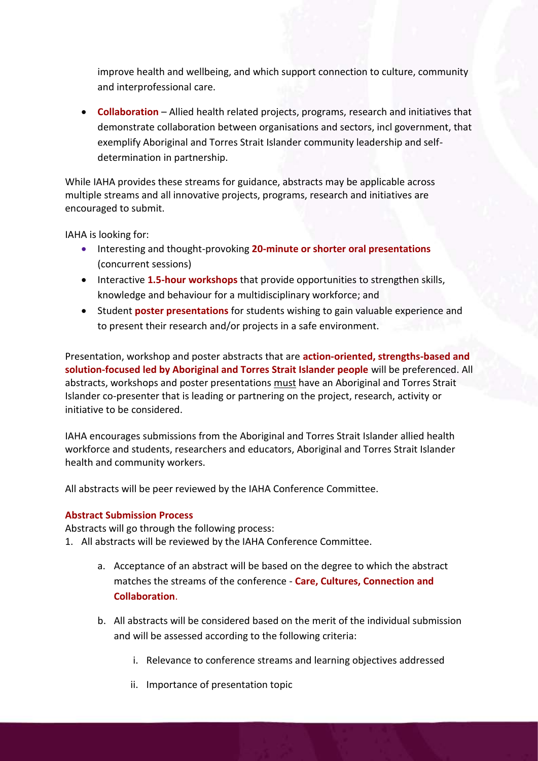improve health and wellbeing, and which support connection to culture, community and interprofessional care.

- **Collaboration** – Allied health related projects, programs, research and initiatives that demonstrate collaboration between organisations and sectors, incl government, that exemplify Aboriginal and Torres Strait Islander community leadership and self-determination in partnership.

While IAHA provides these streams for guidance, abstracts may be applicable across multiple streams and all innovative projects, programs, research and initiatives are encouraged to submit.

IAHA is looking for:

- Interesting and thought-provoking **20-minute or shorter oral presentations** (concurrent sessions)
- Interactive **1.5-hour workshops** that provide opportunities to strengthen skills, knowledge and behaviour for a multidisciplinary workforce; and
- Student **poster presentations** for students wishing to gain valuable experience and to present their research and/or projects in a safe environment.

Presentation, workshop and poster abstracts that are **action-oriented, strengths-based and solution-focused led by Aboriginal and Torres Strait Islander people** will be preferenced. All abstracts, workshops and poster presentations must have an Aboriginal and Torres Strait Islander co-presenter that is leading or partnering on the project, research, activity or initiative to be considered.

IAHA encourages submissions from the Aboriginal and Torres Strait Islander allied health workforce and students, researchers and educators, Aboriginal and Torres Strait Islander health and community workers.

All abstracts will be peer reviewed by the IAHA Conference Committee.

**Abstract Submission Process**

Abstracts will go through the following process:

1. All abstracts will be reviewed by the IAHA Conference Committee.
    a. Acceptance of an abstract will be based on the degree to which the abstract matches the streams of the conference - **Care, Cultures, Connection and Collaboration**.
    b. All abstracts will be considered based on the merit of the individual submission and will be assessed according to the following criteria:
        i. Relevance to conference streams and learning objectives addressed
        ii. Importance of presentation topic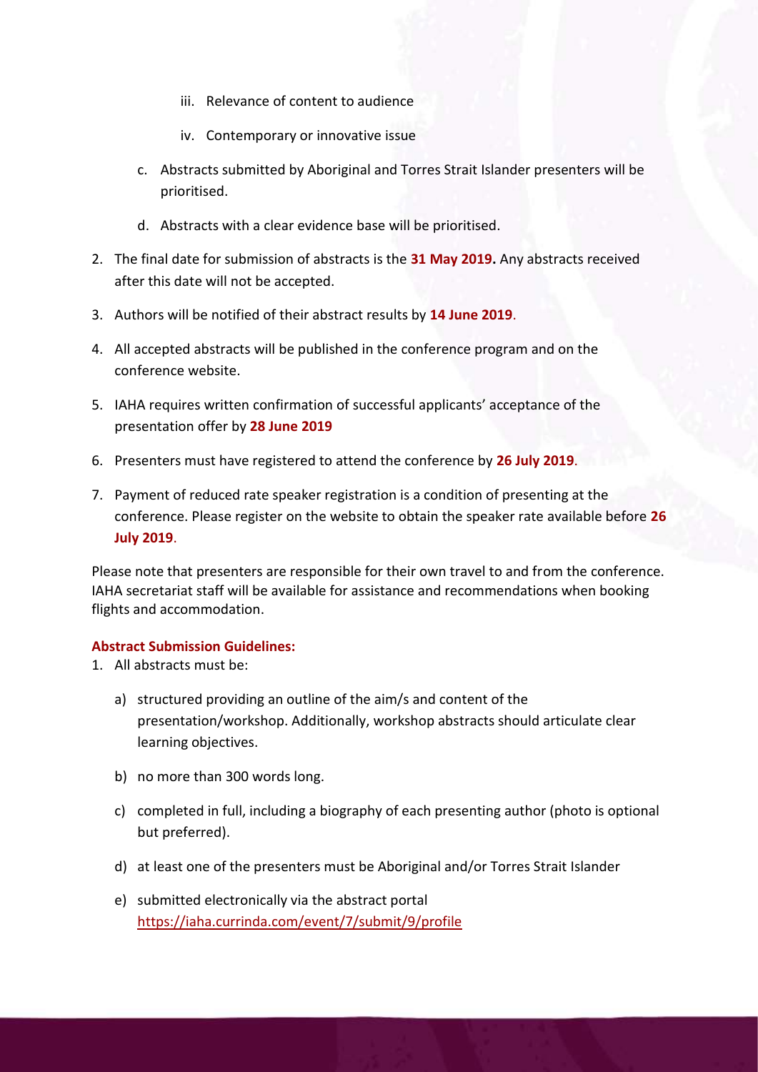iii. Relevance of content to audience

   iv. Contemporary or innovative issue

   c. Abstracts submitted by Aboriginal and Torres Strait Islander presenters will be prioritised.

   d. Abstracts with a clear evidence base will be prioritised.

2. The final date for submission of abstracts is the **31 May 2019.** Any abstracts received after this date will not be accepted.
3. Authors will be notified of their abstract results by **14 June 2019**.
4. All accepted abstracts will be published in the conference program and on the conference website.
5. IAHA requires written confirmation of successful applicants' acceptance of the presentation offer by **28 June 2019**
6. Presenters must have registered to attend the conference by **26 July 2019**.
7. Payment of reduced rate speaker registration is a condition of presenting at the conference. Please register on the website to obtain the speaker rate available before **26 July 2019**.

Please note that presenters are responsible for their own travel to and from the conference. IAHA secretariat staff will be available for assistance and recommendations when booking flights and accommodation.

**Abstract Submission Guidelines:**

1. All abstracts must be:

   a) structured providing an outline of the aim/s and content of the presentation/workshop. Additionally, workshop abstracts should articulate clear learning objectives.

   b) no more than 300 words long.

   c) completed in full, including a biography of each presenting author (photo is optional but preferred).

   d) at least one of the presenters must be Aboriginal and/or Torres Strait Islander

   e) submitted electronically via the abstract portal https://iaha.currinda.com/event/7/submit/9/profile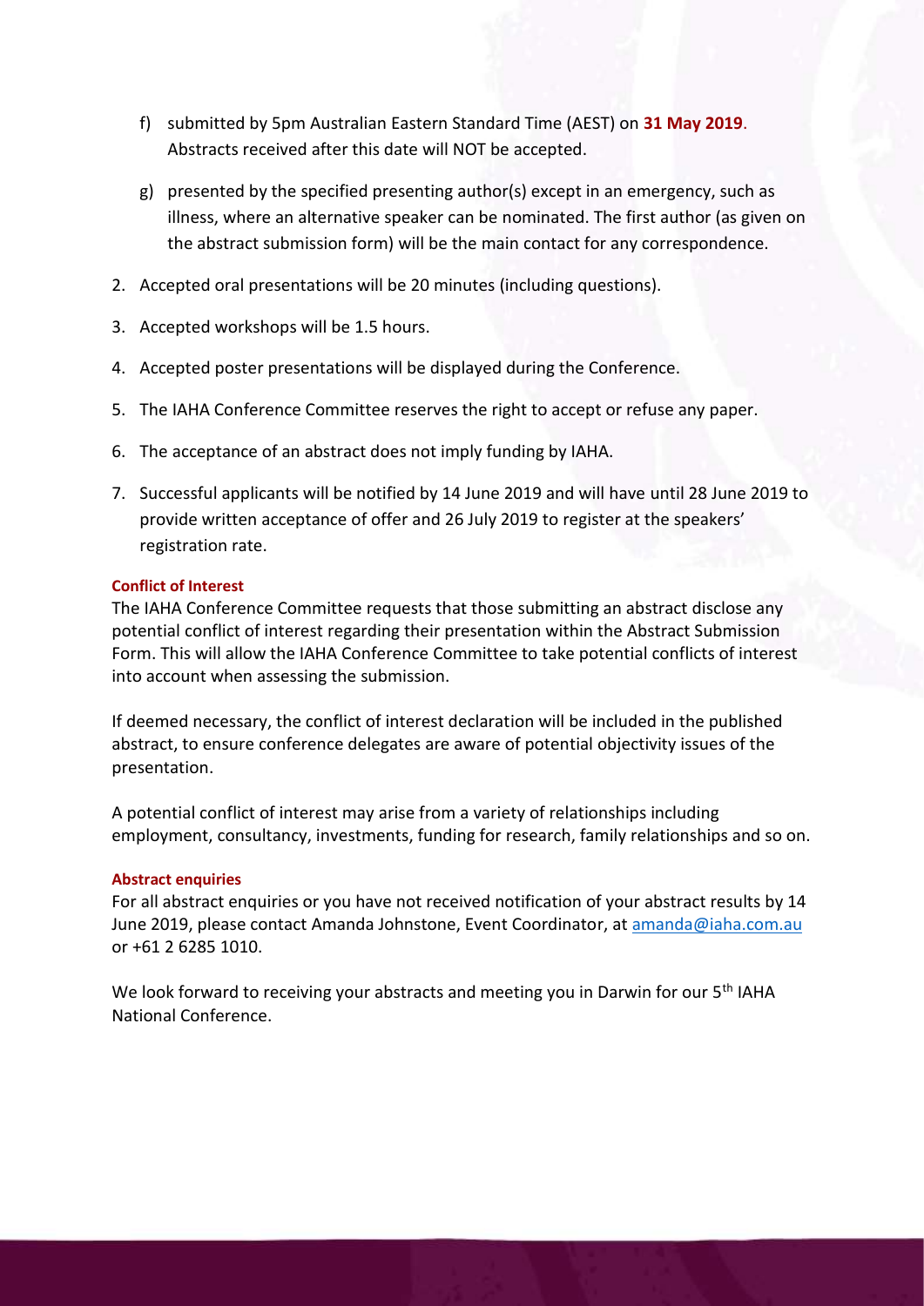f) submitted by 5pm Australian Eastern Standard Time (AEST) on **31 May 2019**. Abstracts received after this date will NOT be accepted.

g) presented by the specified presenting author(s) except in an emergency, such as illness, where an alternative speaker can be nominated. The first author (as given on the abstract submission form) will be the main contact for any correspondence.

2. Accepted oral presentations will be 20 minutes (including questions).
3. Accepted workshops will be 1.5 hours.
4. Accepted poster presentations will be displayed during the Conference.
5. The IAHA Conference Committee reserves the right to accept or refuse any paper.
6. The acceptance of an abstract does not imply funding by IAHA.
7. Successful applicants will be notified by 14 June 2019 and will have until 28 June 2019 to provide written acceptance of offer and 26 July 2019 to register at the speakers' registration rate.

**Conflict of Interest**

The IAHA Conference Committee requests that those submitting an abstract disclose any potential conflict of interest regarding their presentation within the Abstract Submission Form. This will allow the IAHA Conference Committee to take potential conflicts of interest into account when assessing the submission.

If deemed necessary, the conflict of interest declaration will be included in the published abstract, to ensure conference delegates are aware of potential objectivity issues of the presentation.

A potential conflict of interest may arise from a variety of relationships including employment, consultancy, investments, funding for research, family relationships and so on.

**Abstract enquiries**

For all abstract enquiries or you have not received notification of your abstract results by 14 June 2019, please contact Amanda Johnstone, Event Coordinator, at amanda@iaha.com.au or +61 2 6285 1010.

We look forward to receiving your abstracts and meeting you in Darwin for our 5th IAHA National Conference.